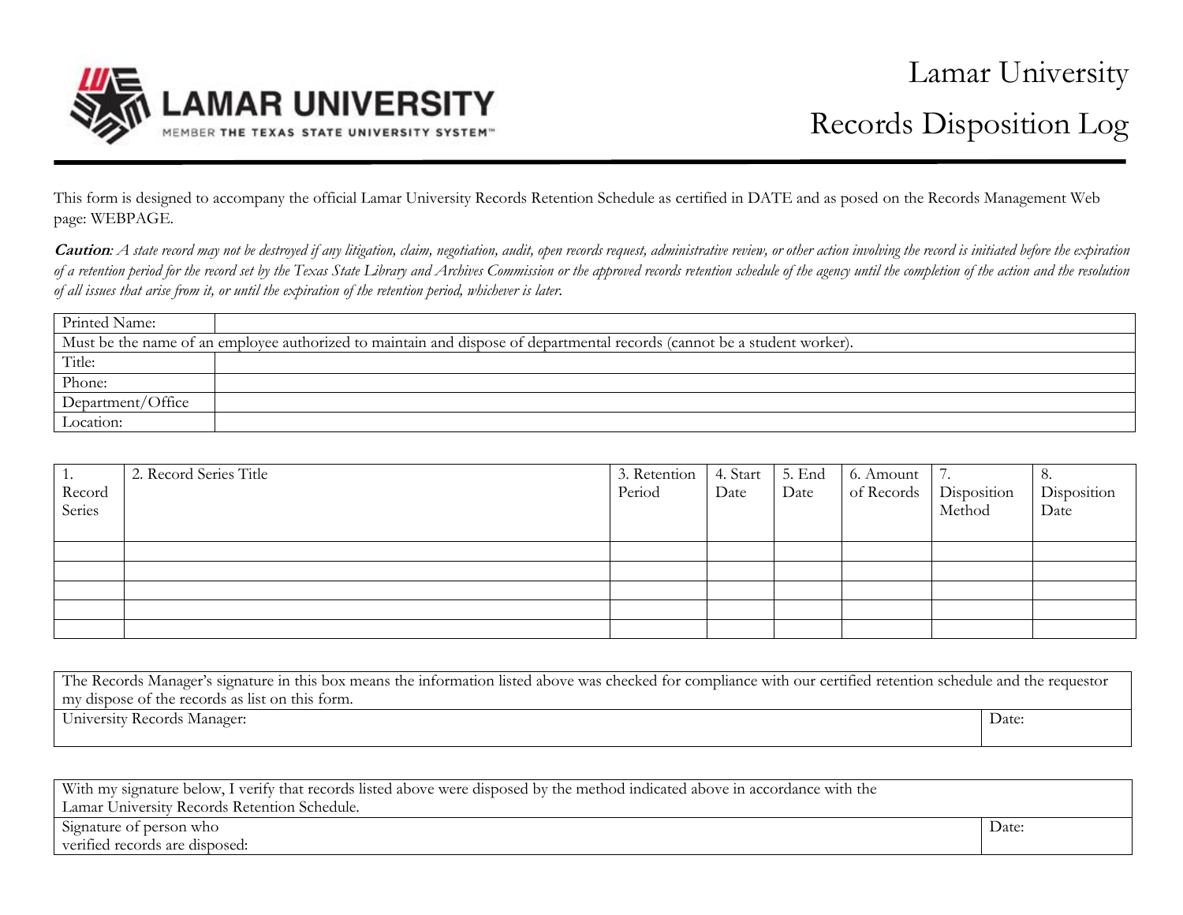LAMAR UNIVERSITY
MEMBER THE TEXAS STATE UNIVERSITY SYSTEM™

# Lamar University
# Records Disposition Log

This form is designed to accompany the official Lamar University Records Retention Schedule as certified in DATE and as posed on the Records Management Web page: WEBPAGE.

***Caution***: *A state record may not be destroyed if any litigation, claim, negotiation, audit, open records request, administrative review, or other action involving the record is initiated before the expiration of a retention period for the record set by the Texas State Library and Archives Commission or the approved records retention schedule of the agency until the completion of the action and the resolution of all issues that arise from it, or until the expiration of the retention period, whichever is later.*

| Printed Name: | |
|---|---|
| Must be the name of an employee authorized to maintain and dispose of departmental records (cannot be a student worker). | |
| Title: | |
| Phone: | |
| Department/Office | |
| Location: | |

| 1. Record Series | 2. Record Series Title | 3. Retention Period | 4. Start Date | 5. End Date | 6. Amount of Records | 7. Disposition Method | 8. Disposition Date |
|---|---|---|---|---|---|---|---|
| | | | | | | | |
| | | | | | | | |
| | | | | | | | |
| | | | | | | | |
| | | | | | | | |

| The Records Manager's signature in this box means the information listed above was checked for compliance with our certified retention schedule and the requestor my dispose of the records as list on this form. | |
|---|---|
| University Records Manager: | Date: |

| With my signature below, I verify that records listed above were disposed by the method indicated above in accordance with the Lamar University Records Retention Schedule. | |
|---|---|
| Signature of person who verified records are disposed: | Date: |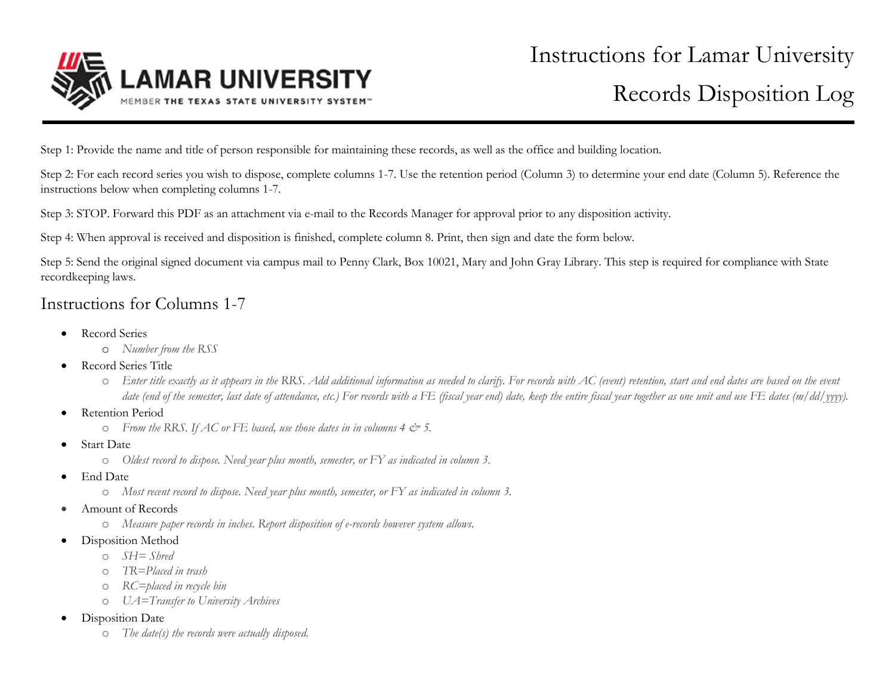# Instructions for Lamar University Records Disposition Log

Step 1: Provide the name and title of person responsible for maintaining these records, as well as the office and building location.

Step 2: For each record series you wish to dispose, complete columns 1-7. Use the retention period (Column 3) to determine your end date (Column 5). Reference the instructions below when completing columns 1-7.

Step 3: STOP. Forward this PDF as an attachment via e-mail to the Records Manager for approval prior to any disposition activity.

Step 4: When approval is received and disposition is finished, complete column 8. Print, then sign and date the form below.

Step 5: Send the original signed document via campus mail to Penny Clark, Box 10021, Mary and John Gray Library. This step is required for compliance with State recordkeeping laws.

## Instructions for Columns 1-7

- Record Series
  - *Number from the RSS*
- Record Series Title
  - *Enter title exactly as it appears in the RRS. Add additional information as needed to clarify. For records with AC (event) retention, start and end dates are based on the event date (end of the semester, last date of attendance, etc.) For records with a FE (fiscal year end) date, keep the entire fiscal year together as one unit and use FE dates (m/dd/yyyy).*
- Retention Period
  - *From the RRS. If AC or FE based, use those dates in in columns 4 & 5.*
- Start Date
  - *Oldest record to dispose. Need year plus month, semester, or FY as indicated in column 3.*
- End Date
  - *Most recent record to dispose. Need year plus month, semester, or FY as indicated in column 3.*
- Amount of Records
  - *Measure paper records in inches. Report disposition of e-records however system allows.*
- Disposition Method
  - *SH= Shred*
  - *TR=Placed in trash*
  - *RC=placed in recycle bin*
  - *UA=Transfer to University Archives*
- Disposition Date
  - *The date(s) the records were actually disposed.*